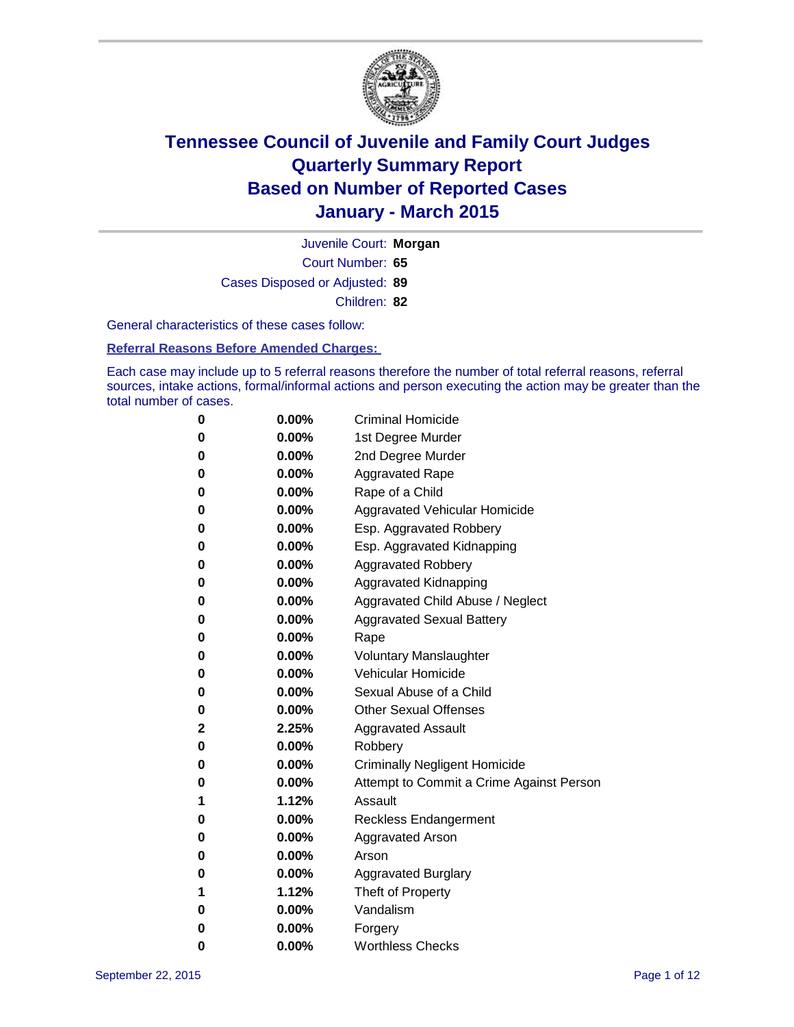# Tennessee Council of Juvenile and Family Court Judges
# Quarterly Summary Report
# Based on Number of Reported Cases
# January - March 2015

Juvenile Court: **Morgan**
Court Number: **65**
Cases Disposed or Adjusted: **89**
Children: **82**

General characteristics of these cases follow:

**Referral Reasons Before Amended Charges:**

Each case may include up to 5 referral reasons therefore the number of total referral reasons, referral sources, intake actions, formal/informal actions and person executing the action may be greater than the total number of cases.

| | | |
|---|---|---|
| 0 | 0.00% | Criminal Homicide |
| 0 | 0.00% | 1st Degree Murder |
| 0 | 0.00% | 2nd Degree Murder |
| 0 | 0.00% | Aggravated Rape |
| 0 | 0.00% | Rape of a Child |
| 0 | 0.00% | Aggravated Vehicular Homicide |
| 0 | 0.00% | Esp. Aggravated Robbery |
| 0 | 0.00% | Esp. Aggravated Kidnapping |
| 0 | 0.00% | Aggravated Robbery |
| 0 | 0.00% | Aggravated Kidnapping |
| 0 | 0.00% | Aggravated Child Abuse / Neglect |
| 0 | 0.00% | Aggravated Sexual Battery |
| 0 | 0.00% | Rape |
| 0 | 0.00% | Voluntary Manslaughter |
| 0 | 0.00% | Vehicular Homicide |
| 0 | 0.00% | Sexual Abuse of a Child |
| 0 | 0.00% | Other Sexual Offenses |
| 2 | 2.25% | Aggravated Assault |
| 0 | 0.00% | Robbery |
| 0 | 0.00% | Criminally Negligent Homicide |
| 0 | 0.00% | Attempt to Commit a Crime Against Person |
| 1 | 1.12% | Assault |
| 0 | 0.00% | Reckless Endangerment |
| 0 | 0.00% | Aggravated Arson |
| 0 | 0.00% | Arson |
| 0 | 0.00% | Aggravated Burglary |
| 1 | 1.12% | Theft of Property |
| 0 | 0.00% | Vandalism |
| 0 | 0.00% | Forgery |
| 0 | 0.00% | Worthless Checks |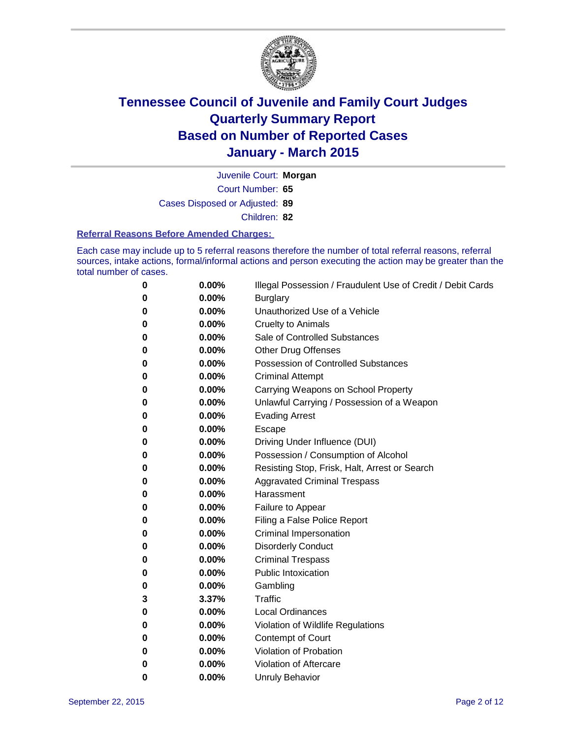# Tennessee Council of Juvenile and Family Court Judges
# Quarterly Summary Report
# Based on Number of Reported Cases
# January - March 2015

Juvenile Court: **Morgan**
Court Number: **65**
Cases Disposed or Adjusted: **89**
Children: **82**

### Referral Reasons Before Amended Charges:

Each case may include up to 5 referral reasons therefore the number of total referral reasons, referral sources, intake actions, formal/informal actions and person executing the action may be greater than the total number of cases.

| Count | Percent | Referral Reason |
|---|---|---|
| **0** | **0.00%** | Illegal Possession / Fraudulent Use of Credit / Debit Cards |
| **0** | **0.00%** | Burglary |
| **0** | **0.00%** | Unauthorized Use of a Vehicle |
| **0** | **0.00%** | Cruelty to Animals |
| **0** | **0.00%** | Sale of Controlled Substances |
| **0** | **0.00%** | Other Drug Offenses |
| **0** | **0.00%** | Possession of Controlled Substances |
| **0** | **0.00%** | Criminal Attempt |
| **0** | **0.00%** | Carrying Weapons on School Property |
| **0** | **0.00%** | Unlawful Carrying / Possession of a Weapon |
| **0** | **0.00%** | Evading Arrest |
| **0** | **0.00%** | Escape |
| **0** | **0.00%** | Driving Under Influence (DUI) |
| **0** | **0.00%** | Possession / Consumption of Alcohol |
| **0** | **0.00%** | Resisting Stop, Frisk, Halt, Arrest or Search |
| **0** | **0.00%** | Aggravated Criminal Trespass |
| **0** | **0.00%** | Harassment |
| **0** | **0.00%** | Failure to Appear |
| **0** | **0.00%** | Filing a False Police Report |
| **0** | **0.00%** | Criminal Impersonation |
| **0** | **0.00%** | Disorderly Conduct |
| **0** | **0.00%** | Criminal Trespass |
| **0** | **0.00%** | Public Intoxication |
| **0** | **0.00%** | Gambling |
| **3** | **3.37%** | Traffic |
| **0** | **0.00%** | Local Ordinances |
| **0** | **0.00%** | Violation of Wildlife Regulations |
| **0** | **0.00%** | Contempt of Court |
| **0** | **0.00%** | Violation of Probation |
| **0** | **0.00%** | Violation of Aftercare |
| **0** | **0.00%** | Unruly Behavior |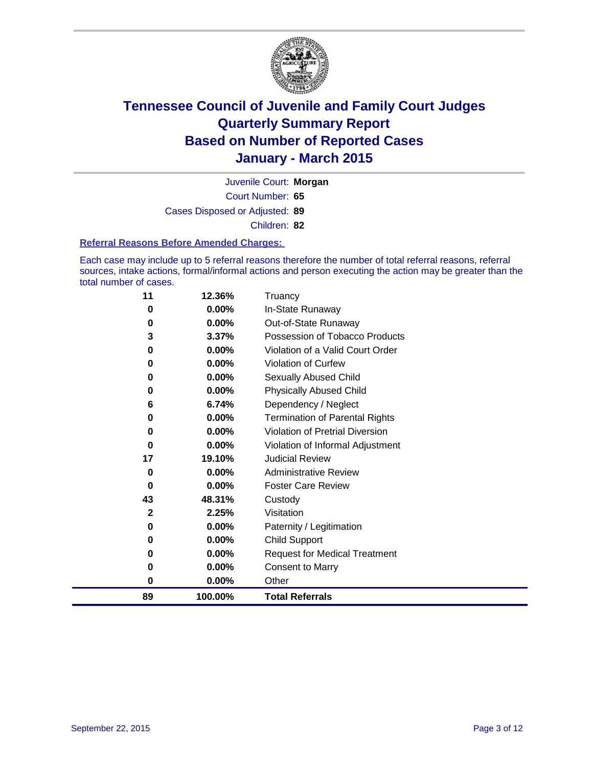# Tennessee Council of Juvenile and Family Court Judges
## Quarterly Summary Report
## Based on Number of Reported Cases
## January - March 2015

Juvenile Court: **Morgan**

Court Number: **65**

Cases Disposed or Adjusted: **89**

Children: **82**

### Referral Reasons Before Amended Charges:

Each case may include up to 5 referral reasons therefore the number of total referral reasons, referral sources, intake actions, formal/informal actions and person executing the action may be greater than the total number of cases.

| | | |
|---|---|---|
| 11 | 12.36% | Truancy |
| 0 | 0.00% | In-State Runaway |
| 0 | 0.00% | Out-of-State Runaway |
| 3 | 3.37% | Possession of Tobacco Products |
| 0 | 0.00% | Violation of a Valid Court Order |
| 0 | 0.00% | Violation of Curfew |
| 0 | 0.00% | Sexually Abused Child |
| 0 | 0.00% | Physically Abused Child |
| 6 | 6.74% | Dependency / Neglect |
| 0 | 0.00% | Termination of Parental Rights |
| 0 | 0.00% | Violation of Pretrial Diversion |
| 0 | 0.00% | Violation of Informal Adjustment |
| 17 | 19.10% | Judicial Review |
| 0 | 0.00% | Administrative Review |
| 0 | 0.00% | Foster Care Review |
| 43 | 48.31% | Custody |
| 2 | 2.25% | Visitation |
| 0 | 0.00% | Paternity / Legitimation |
| 0 | 0.00% | Child Support |
| 0 | 0.00% | Request for Medical Treatment |
| 0 | 0.00% | Consent to Marry |
| 0 | 0.00% | Other |
| **89** | **100.00%** | **Total Referrals** |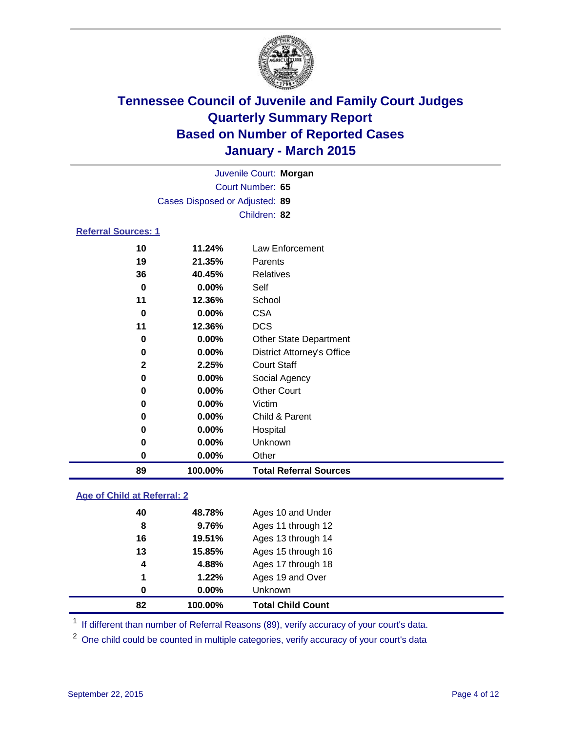# Tennessee Council of Juvenile and Family Court Judges
# Quarterly Summary Report
# Based on Number of Reported Cases
# January - March 2015

Juvenile Court: **Morgan**
Court Number: **65**
Cases Disposed or Adjusted: **89**
Children: **82**

## Referral Sources: 1

| | | |
|---|---|---|
| 10 | 11.24% | Law Enforcement |
| 19 | 21.35% | Parents |
| 36 | 40.45% | Relatives |
| 0 | 0.00% | Self |
| 11 | 12.36% | School |
| 0 | 0.00% | CSA |
| 11 | 12.36% | DCS |
| 0 | 0.00% | Other State Department |
| 0 | 0.00% | District Attorney's Office |
| 2 | 2.25% | Court Staff |
| 0 | 0.00% | Social Agency |
| 0 | 0.00% | Other Court |
| 0 | 0.00% | Victim |
| 0 | 0.00% | Child & Parent |
| 0 | 0.00% | Hospital |
| 0 | 0.00% | Unknown |
| 0 | 0.00% | Other |
| **89** | **100.00%** | **Total Referral Sources** |

## Age of Child at Referral: 2

| | | |
|---|---|---|
| 40 | 48.78% | Ages 10 and Under |
| 8 | 9.76% | Ages 11 through 12 |
| 16 | 19.51% | Ages 13 through 14 |
| 13 | 15.85% | Ages 15 through 16 |
| 4 | 4.88% | Ages 17 through 18 |
| 1 | 1.22% | Ages 19 and Over |
| 0 | 0.00% | Unknown |
| **82** | **100.00%** | **Total Child Count** |

[1] If different than number of Referral Reasons (89), verify accuracy of your court's data.

[2] One child could be counted in multiple categories, verify accuracy of your court's data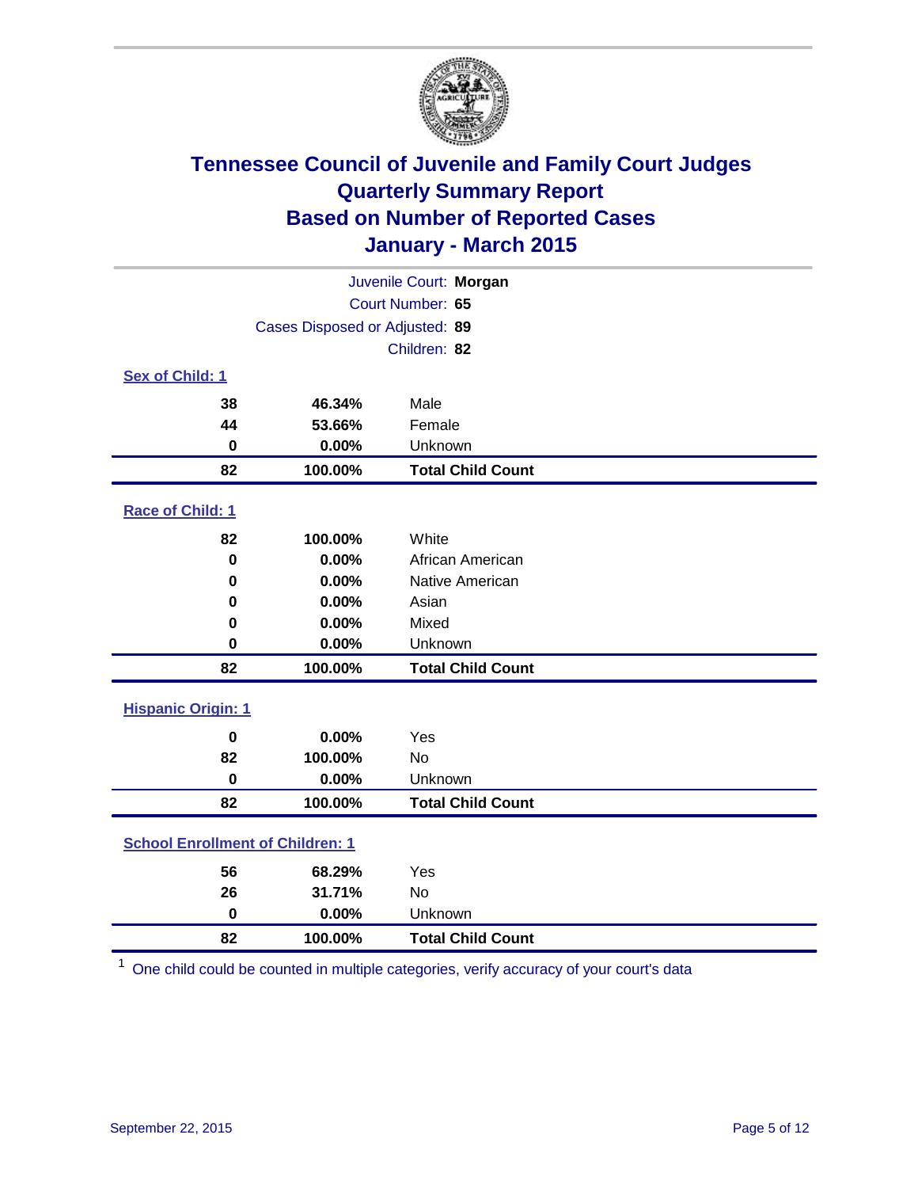# Tennessee Council of Juvenile and Family Court Judges
## Quarterly Summary Report
## Based on Number of Reported Cases
## January - March 2015

Juvenile Court: **Morgan**
Court Number: **65**
Cases Disposed or Adjusted: **89**
Children: **82**

### Sex of Child: 1

| | | |
|---|---|---|
| **38** | **46.34%** | Male |
| **44** | **53.66%** | Female |
| **0** | **0.00%** | Unknown |
| **82** | **100.00%** | **Total Child Count** |

### Race of Child: 1

| | | |
|---|---|---|
| **82** | **100.00%** | White |
| **0** | **0.00%** | African American |
| **0** | **0.00%** | Native American |
| **0** | **0.00%** | Asian |
| **0** | **0.00%** | Mixed |
| **0** | **0.00%** | Unknown |
| **82** | **100.00%** | **Total Child Count** |

### Hispanic Origin: 1

| | | |
|---|---|---|
| **0** | **0.00%** | Yes |
| **82** | **100.00%** | No |
| **0** | **0.00%** | Unknown |
| **82** | **100.00%** | **Total Child Count** |

### School Enrollment of Children: 1

| | | |
|---|---|---|
| **56** | **68.29%** | Yes |
| **26** | **31.71%** | No |
| **0** | **0.00%** | Unknown |
| **82** | **100.00%** | **Total Child Count** |

[1] One child could be counted in multiple categories, verify accuracy of your court's data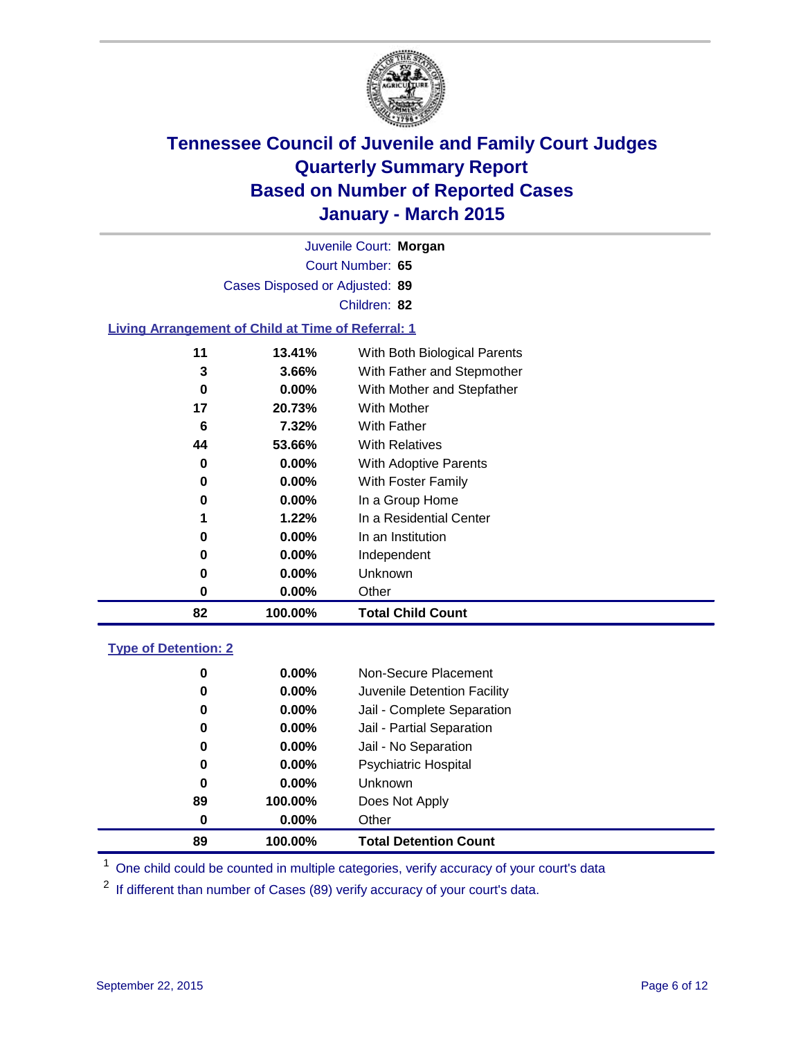# Tennessee Council of Juvenile and Family Court Judges
## Quarterly Summary Report
## Based on Number of Reported Cases
## January - March 2015

Juvenile Court: **Morgan**

Court Number: **65**

Cases Disposed or Adjusted: **89**

Children: **82**

### Living Arrangement of Child at Time of Referral: 1

| Count | Percent | Living Arrangement |
|---|---|---|
| 11 | 13.41% | With Both Biological Parents |
| 3 | 3.66% | With Father and Stepmother |
| 0 | 0.00% | With Mother and Stepfather |
| 17 | 20.73% | With Mother |
| 6 | 7.32% | With Father |
| 44 | 53.66% | With Relatives |
| 0 | 0.00% | With Adoptive Parents |
| 0 | 0.00% | With Foster Family |
| 0 | 0.00% | In a Group Home |
| 1 | 1.22% | In a Residential Center |
| 0 | 0.00% | In an Institution |
| 0 | 0.00% | Independent |
| 0 | 0.00% | Unknown |
| 0 | 0.00% | Other |
| **82** | **100.00%** | **Total Child Count** |

### Type of Detention: 2

| Count | Percent | Type of Detention |
|---|---|---|
| 0 | 0.00% | Non-Secure Placement |
| 0 | 0.00% | Juvenile Detention Facility |
| 0 | 0.00% | Jail - Complete Separation |
| 0 | 0.00% | Jail - Partial Separation |
| 0 | 0.00% | Jail - No Separation |
| 0 | 0.00% | Psychiatric Hospital |
| 0 | 0.00% | Unknown |
| 89 | 100.00% | Does Not Apply |
| 0 | 0.00% | Other |
| **89** | **100.00%** | **Total Detention Count** |

[1] One child could be counted in multiple categories, verify accuracy of your court's data

[2] If different than number of Cases (89) verify accuracy of your court's data.

September 22, 2015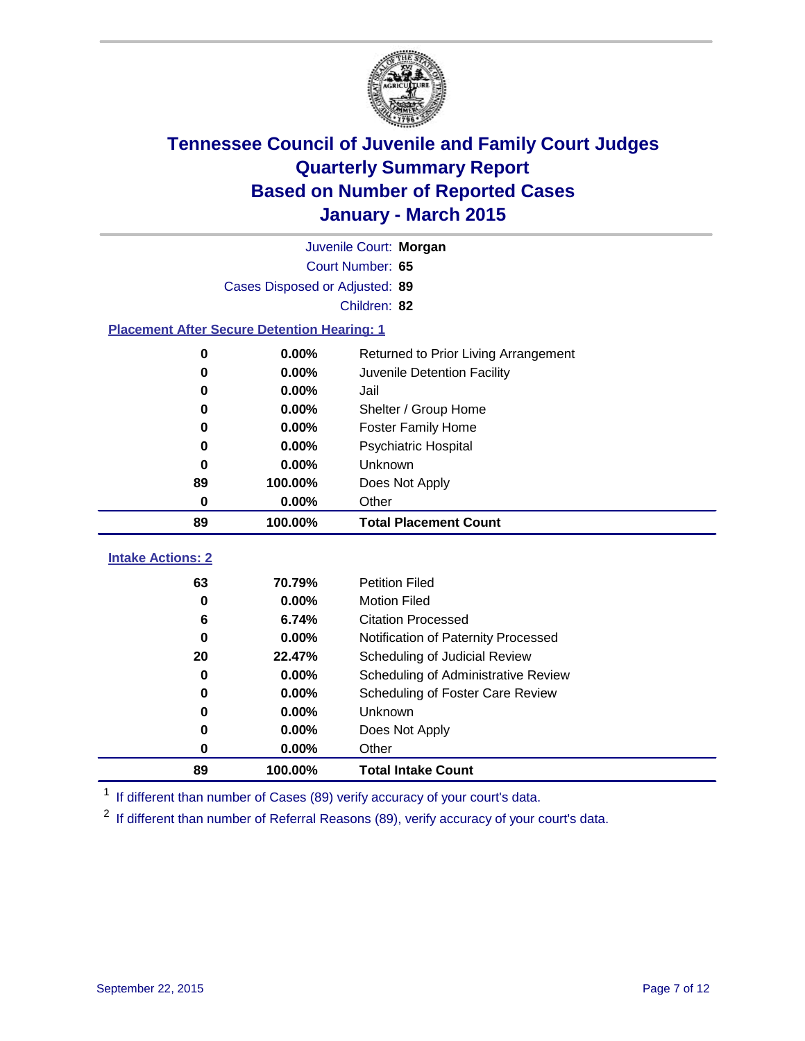# Tennessee Council of Juvenile and Family Court Judges
## Quarterly Summary Report
## Based on Number of Reported Cases
## January - March 2015

Juvenile Court: **Morgan**

Court Number: **65**

Cases Disposed or Adjusted: **89**

Children: **82**

### Placement After Secure Detention Hearing: 1

| Count | Percent | Placement |
|---|---|---|
| 0 | 0.00% | Returned to Prior Living Arrangement |
| 0 | 0.00% | Juvenile Detention Facility |
| 0 | 0.00% | Jail |
| 0 | 0.00% | Shelter / Group Home |
| 0 | 0.00% | Foster Family Home |
| 0 | 0.00% | Psychiatric Hospital |
| 0 | 0.00% | Unknown |
| 89 | 100.00% | Does Not Apply |
| 0 | 0.00% | Other |
| **89** | **100.00%** | **Total Placement Count** |

### Intake Actions: 2

| Count | Percent | Intake Action |
|---|---|---|
| 63 | 70.79% | Petition Filed |
| 0 | 0.00% | Motion Filed |
| 6 | 6.74% | Citation Processed |
| 0 | 0.00% | Notification of Paternity Processed |
| 20 | 22.47% | Scheduling of Judicial Review |
| 0 | 0.00% | Scheduling of Administrative Review |
| 0 | 0.00% | Scheduling of Foster Care Review |
| 0 | 0.00% | Unknown |
| 0 | 0.00% | Does Not Apply |
| 0 | 0.00% | Other |
| **89** | **100.00%** | **Total Intake Count** |

[1] If different than number of Cases (89) verify accuracy of your court's data.

[2] If different than number of Referral Reasons (89), verify accuracy of your court's data.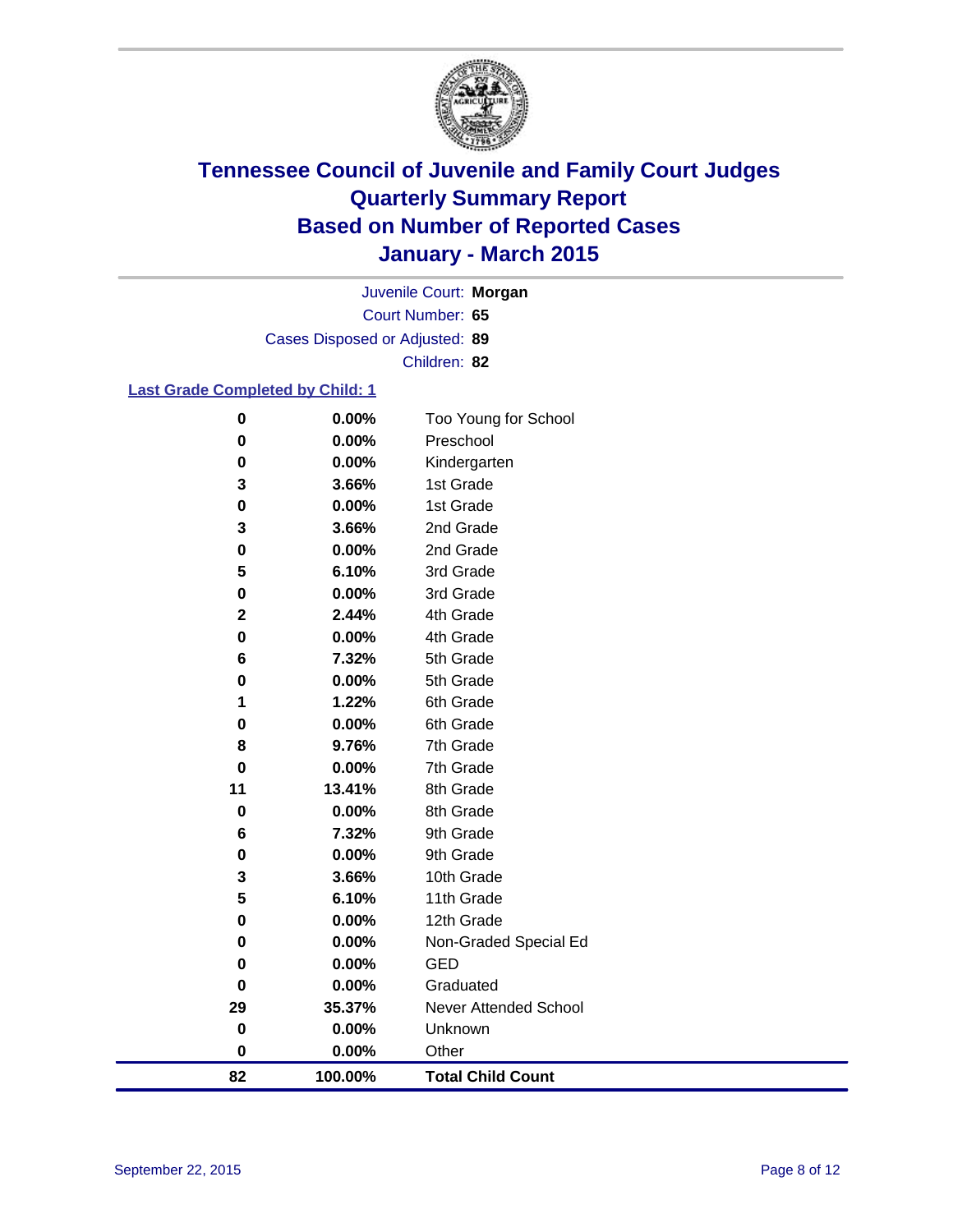# Tennessee Council of Juvenile and Family Court Judges
# Quarterly Summary Report
# Based on Number of Reported Cases
# January - March 2015

Juvenile Court: **Morgan**

Court Number: **65**

Cases Disposed or Adjusted: **89**

Children: **82**

## Last Grade Completed by Child: 1

| Count | Percent | Grade |
|---|---|---|
| 0 | 0.00% | Too Young for School |
| 0 | 0.00% | Preschool |
| 0 | 0.00% | Kindergarten |
| 3 | 3.66% | 1st Grade |
| 0 | 0.00% | 1st Grade |
| 3 | 3.66% | 2nd Grade |
| 0 | 0.00% | 2nd Grade |
| 5 | 6.10% | 3rd Grade |
| 0 | 0.00% | 3rd Grade |
| 2 | 2.44% | 4th Grade |
| 0 | 0.00% | 4th Grade |
| 6 | 7.32% | 5th Grade |
| 0 | 0.00% | 5th Grade |
| 1 | 1.22% | 6th Grade |
| 0 | 0.00% | 6th Grade |
| 8 | 9.76% | 7th Grade |
| 0 | 0.00% | 7th Grade |
| 11 | 13.41% | 8th Grade |
| 0 | 0.00% | 8th Grade |
| 6 | 7.32% | 9th Grade |
| 0 | 0.00% | 9th Grade |
| 3 | 3.66% | 10th Grade |
| 5 | 6.10% | 11th Grade |
| 0 | 0.00% | 12th Grade |
| 0 | 0.00% | Non-Graded Special Ed |
| 0 | 0.00% | GED |
| 0 | 0.00% | Graduated |
| 29 | 35.37% | Never Attended School |
| 0 | 0.00% | Unknown |
| 0 | 0.00% | Other |
| **82** | **100.00%** | **Total Child Count** |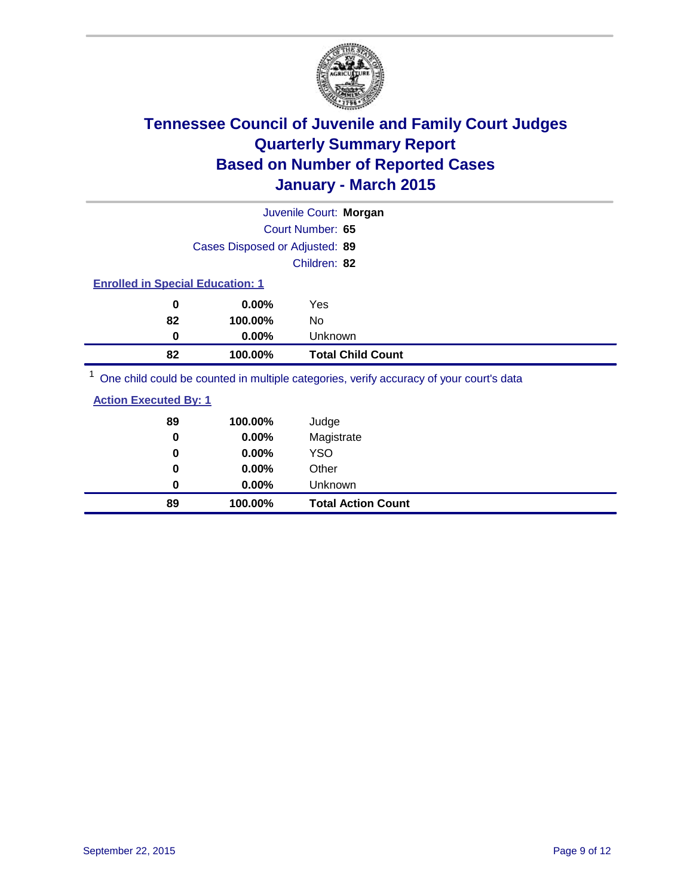# Tennessee Council of Juvenile and Family Court Judges
## Quarterly Summary Report
## Based on Number of Reported Cases
## January - March 2015

Juvenile Court: **Morgan**

Court Number: **65**

Cases Disposed or Adjusted: **89**

Children: **82**

### Enrolled in Special Education: 1

| | | |
|---|---|---|
| **0** | **0.00%** | Yes |
| **82** | **100.00%** | No |
| **0** | **0.00%** | Unknown |
| **82** | **100.00%** | **Total Child Count** |

[1] One child could be counted in multiple categories, verify accuracy of your court's data

### Action Executed By: 1

| | | |
|---|---|---|
| **89** | **100.00%** | Judge |
| **0** | **0.00%** | Magistrate |
| **0** | **0.00%** | YSO |
| **0** | **0.00%** | Other |
| **0** | **0.00%** | Unknown |
| **89** | **100.00%** | **Total Action Count** |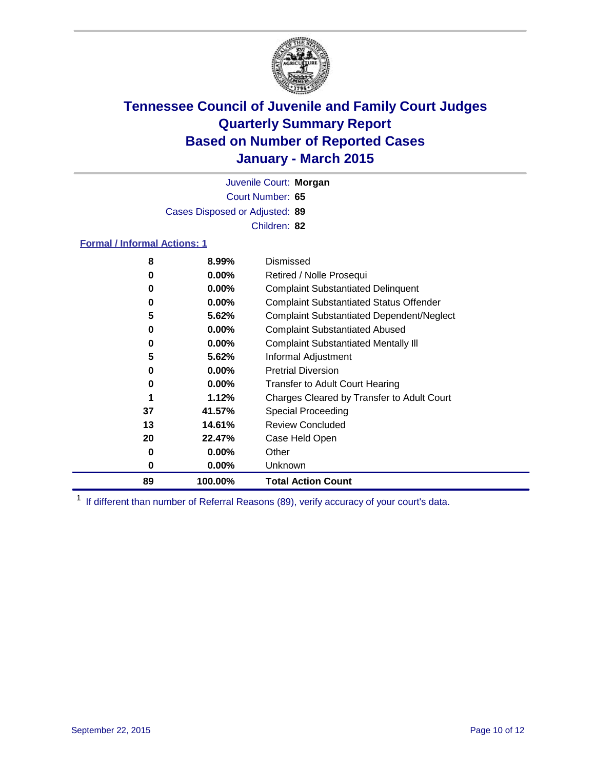# Tennessee Council of Juvenile and Family Court Judges
# Quarterly Summary Report
# Based on Number of Reported Cases
# January - March 2015

Juvenile Court: **Morgan**
Court Number: **65**
Cases Disposed or Adjusted: **89**
Children: **82**

### Formal / Informal Actions: 1

| Count | Percent | Action |
|---|---|---|
| 8 | 8.99% | Dismissed |
| 0 | 0.00% | Retired / Nolle Prosequi |
| 0 | 0.00% | Complaint Substantiated Delinquent |
| 0 | 0.00% | Complaint Substantiated Status Offender |
| 5 | 5.62% | Complaint Substantiated Dependent/Neglect |
| 0 | 0.00% | Complaint Substantiated Abused |
| 0 | 0.00% | Complaint Substantiated Mentally Ill |
| 5 | 5.62% | Informal Adjustment |
| 0 | 0.00% | Pretrial Diversion |
| 0 | 0.00% | Transfer to Adult Court Hearing |
| 1 | 1.12% | Charges Cleared by Transfer to Adult Court |
| 37 | 41.57% | Special Proceeding |
| 13 | 14.61% | Review Concluded |
| 20 | 22.47% | Case Held Open |
| 0 | 0.00% | Other |
| 0 | 0.00% | Unknown |
| **89** | **100.00%** | **Total Action Count** |

[1] If different than number of Referral Reasons (89), verify accuracy of your court's data.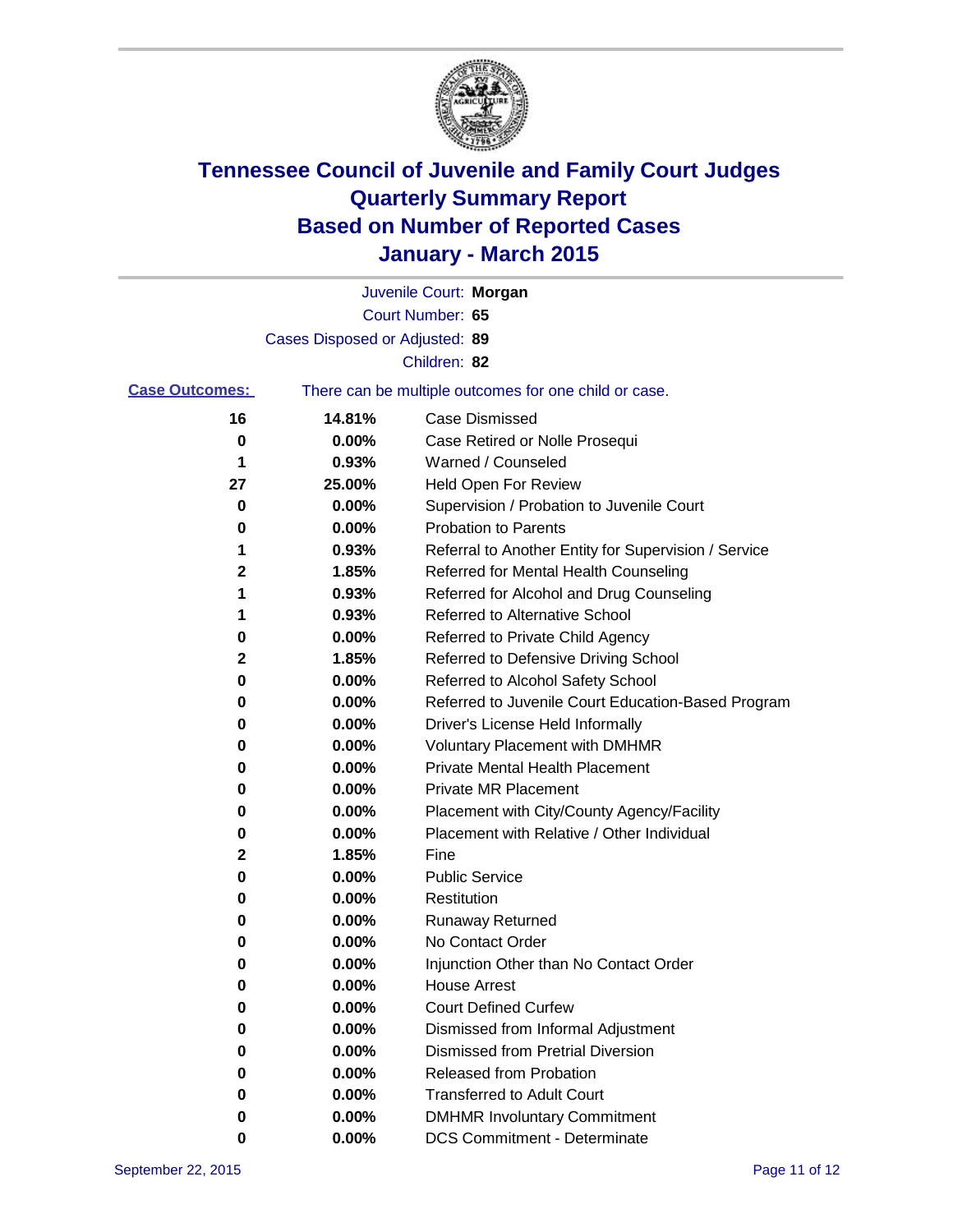# Tennessee Council of Juvenile and Family Court Judges
## Quarterly Summary Report
## Based on Number of Reported Cases
## January - March 2015

Juvenile Court: **Morgan**
Court Number: **65**
Cases Disposed or Adjusted: **89**
Children: **82**

**Case Outcomes:** There can be multiple outcomes for one child or case.

| Count | Percent | Outcome |
|---|---|---|
| 16 | 14.81% | Case Dismissed |
| 0 | 0.00% | Case Retired or Nolle Prosequi |
| 1 | 0.93% | Warned / Counseled |
| 27 | 25.00% | Held Open For Review |
| 0 | 0.00% | Supervision / Probation to Juvenile Court |
| 0 | 0.00% | Probation to Parents |
| 1 | 0.93% | Referral to Another Entity for Supervision / Service |
| 2 | 1.85% | Referred for Mental Health Counseling |
| 1 | 0.93% | Referred for Alcohol and Drug Counseling |
| 1 | 0.93% | Referred to Alternative School |
| 0 | 0.00% | Referred to Private Child Agency |
| 2 | 1.85% | Referred to Defensive Driving School |
| 0 | 0.00% | Referred to Alcohol Safety School |
| 0 | 0.00% | Referred to Juvenile Court Education-Based Program |
| 0 | 0.00% | Driver's License Held Informally |
| 0 | 0.00% | Voluntary Placement with DMHMR |
| 0 | 0.00% | Private Mental Health Placement |
| 0 | 0.00% | Private MR Placement |
| 0 | 0.00% | Placement with City/County Agency/Facility |
| 0 | 0.00% | Placement with Relative / Other Individual |
| 2 | 1.85% | Fine |
| 0 | 0.00% | Public Service |
| 0 | 0.00% | Restitution |
| 0 | 0.00% | Runaway Returned |
| 0 | 0.00% | No Contact Order |
| 0 | 0.00% | Injunction Other than No Contact Order |
| 0 | 0.00% | House Arrest |
| 0 | 0.00% | Court Defined Curfew |
| 0 | 0.00% | Dismissed from Informal Adjustment |
| 0 | 0.00% | Dismissed from Pretrial Diversion |
| 0 | 0.00% | Released from Probation |
| 0 | 0.00% | Transferred to Adult Court |
| 0 | 0.00% | DMHMR Involuntary Commitment |
| 0 | 0.00% | DCS Commitment - Determinate |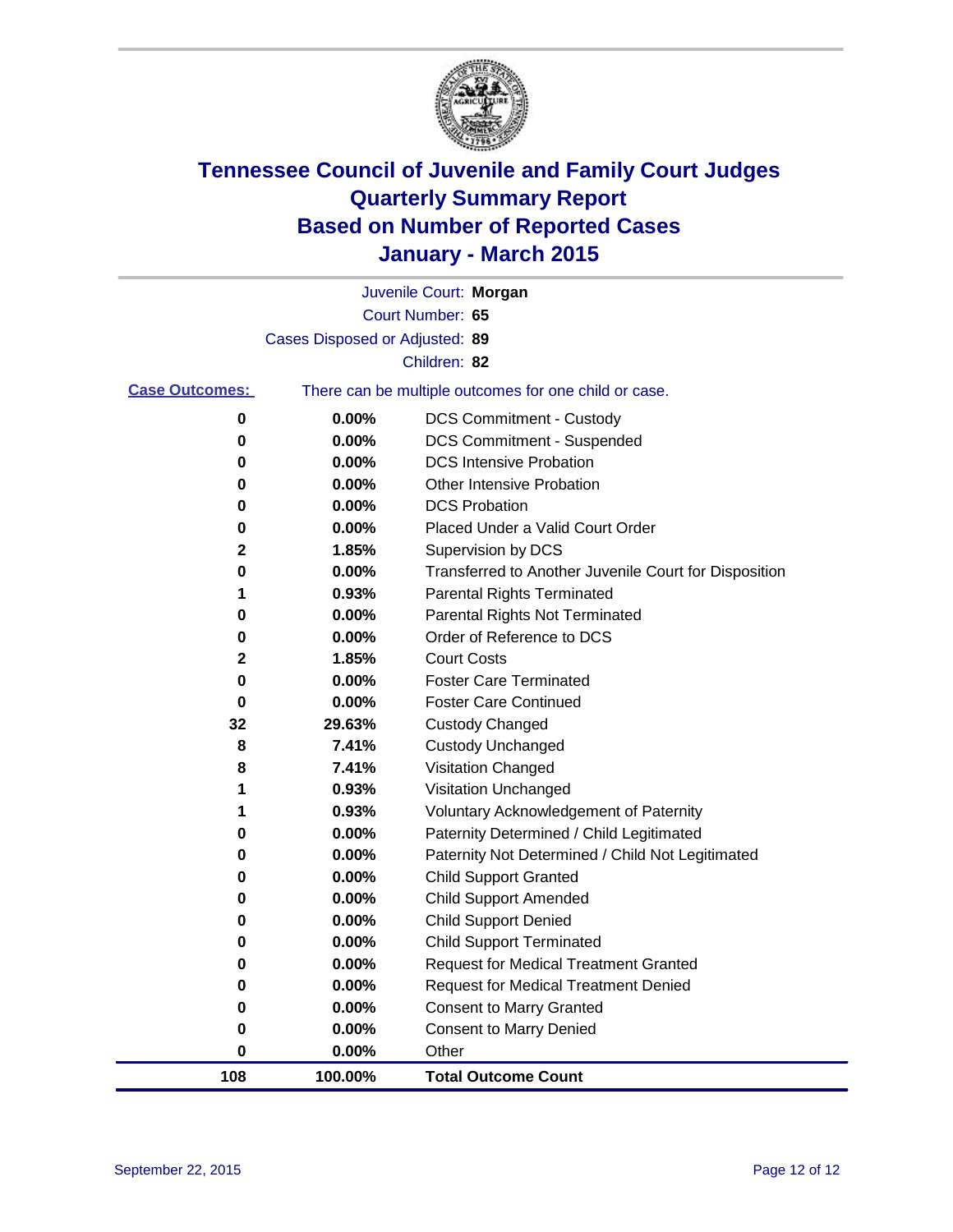# Tennessee Council of Juvenile and Family Court Judges
# Quarterly Summary Report
# Based on Number of Reported Cases
# January - March 2015

Juvenile Court: **Morgan**

Court Number: **65**

Cases Disposed or Adjusted: **89**

Children: **82**

**Case Outcomes:** There can be multiple outcomes for one child or case.

| | | |
|---|---|---|
| 0 | 0.00% | DCS Commitment - Custody |
| 0 | 0.00% | DCS Commitment - Suspended |
| 0 | 0.00% | DCS Intensive Probation |
| 0 | 0.00% | Other Intensive Probation |
| 0 | 0.00% | DCS Probation |
| 0 | 0.00% | Placed Under a Valid Court Order |
| 2 | 1.85% | Supervision by DCS |
| 0 | 0.00% | Transferred to Another Juvenile Court for Disposition |
| 1 | 0.93% | Parental Rights Terminated |
| 0 | 0.00% | Parental Rights Not Terminated |
| 0 | 0.00% | Order of Reference to DCS |
| 2 | 1.85% | Court Costs |
| 0 | 0.00% | Foster Care Terminated |
| 0 | 0.00% | Foster Care Continued |
| 32 | 29.63% | Custody Changed |
| 8 | 7.41% | Custody Unchanged |
| 8 | 7.41% | Visitation Changed |
| 1 | 0.93% | Visitation Unchanged |
| 1 | 0.93% | Voluntary Acknowledgement of Paternity |
| 0 | 0.00% | Paternity Determined / Child Legitimated |
| 0 | 0.00% | Paternity Not Determined / Child Not Legitimated |
| 0 | 0.00% | Child Support Granted |
| 0 | 0.00% | Child Support Amended |
| 0 | 0.00% | Child Support Denied |
| 0 | 0.00% | Child Support Terminated |
| 0 | 0.00% | Request for Medical Treatment Granted |
| 0 | 0.00% | Request for Medical Treatment Denied |
| 0 | 0.00% | Consent to Marry Granted |
| 0 | 0.00% | Consent to Marry Denied |
| 0 | 0.00% | Other |
| **108** | **100.00%** | **Total Outcome Count** |

September 22, 2015